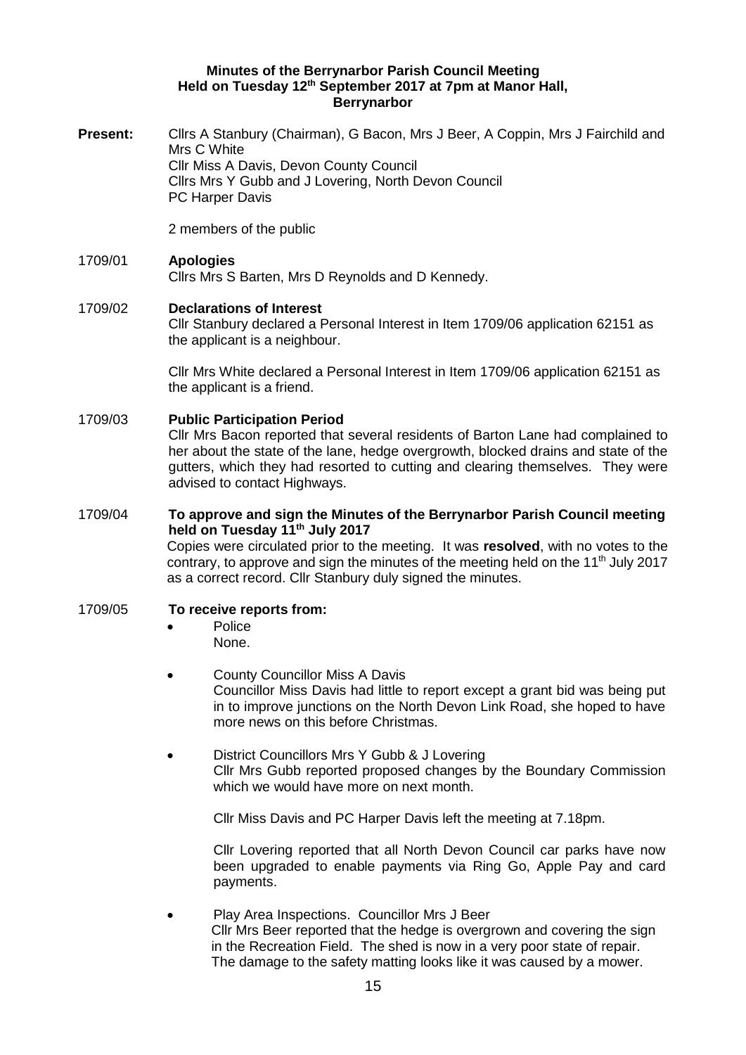# Minutes of the Berrynarbor Parish Council Meeting
## Held on Tuesday 12th September 2017 at 7pm at Manor Hall, Berrynarbor

**Present:** Cllrs A Stanbury (Chairman), G Bacon, Mrs J Beer, A Coppin, Mrs J Fairchild and Mrs C White
Cllr Miss A Davis, Devon County Council
Cllrs Mrs Y Gubb and J Lovering, North Devon Council
PC Harper Davis

2 members of the public

**1709/01 Apologies**
Cllrs Mrs S Barten, Mrs D Reynolds and D Kennedy.

**1709/02 Declarations of Interest**
Cllr Stanbury declared a Personal Interest in Item 1709/06 application 62151 as the applicant is a neighbour.

Cllr Mrs White declared a Personal Interest in Item 1709/06 application 62151 as the applicant is a friend.

**1709/03 Public Participation Period**
Cllr Mrs Bacon reported that several residents of Barton Lane had complained to her about the state of the lane, hedge overgrowth, blocked drains and state of the gutters, which they had resorted to cutting and clearing themselves. They were advised to contact Highways.

**1709/04 To approve and sign the Minutes of the Berrynarbor Parish Council meeting held on Tuesday 11th July 2017**
Copies were circulated prior to the meeting. It was **resolved**, with no votes to the contrary, to approve and sign the minutes of the meeting held on the 11th July 2017 as a correct record. Cllr Stanbury duly signed the minutes.

**1709/05 To receive reports from:**

- Police
  None.

- County Councillor Miss A Davis
  Councillor Miss Davis had little to report except a grant bid was being put in to improve junctions on the North Devon Link Road, she hoped to have more news on this before Christmas.

- District Councillors Mrs Y Gubb & J Lovering
  Cllr Mrs Gubb reported proposed changes by the Boundary Commission which we would have more on next month.

  Cllr Miss Davis and PC Harper Davis left the meeting at 7.18pm.

  Cllr Lovering reported that all North Devon Council car parks have now been upgraded to enable payments via Ring Go, Apple Pay and card payments.

- Play Area Inspections. Councillor Mrs J Beer
  Cllr Mrs Beer reported that the hedge is overgrown and covering the sign in the Recreation Field. The shed is now in a very poor state of repair. The damage to the safety matting looks like it was caused by a mower.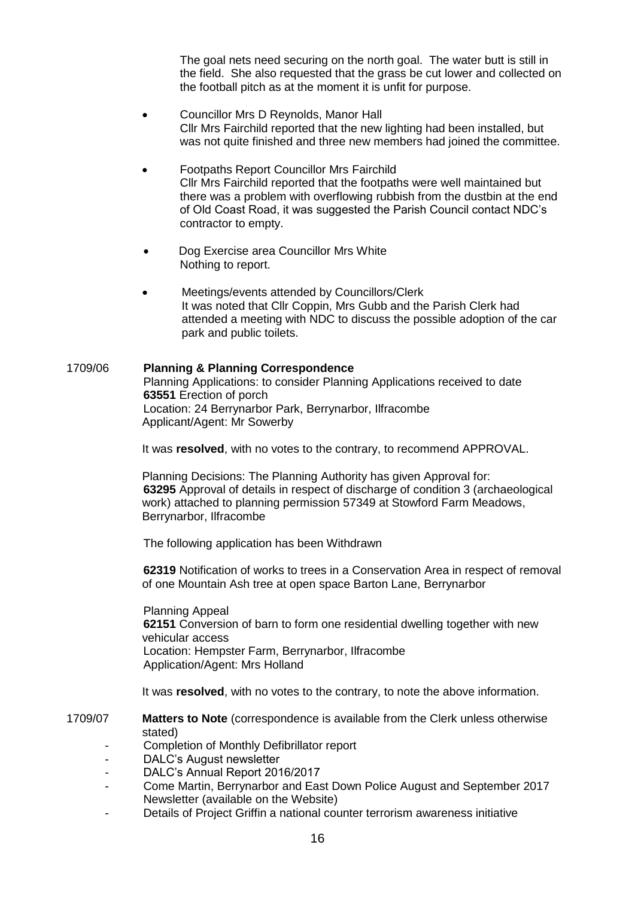The goal nets need securing on the north goal. The water butt is still in the field. She also requested that the grass be cut lower and collected on the football pitch as at the moment it is unfit for purpose.

- Councillor Mrs D Reynolds, Manor Hall
  Cllr Mrs Fairchild reported that the new lighting had been installed, but was not quite finished and three new members had joined the committee.

- Footpaths Report Councillor Mrs Fairchild
  Cllr Mrs Fairchild reported that the footpaths were well maintained but there was a problem with overflowing rubbish from the dustbin at the end of Old Coast Road, it was suggested the Parish Council contact NDC's contractor to empty.

- Dog Exercise area Councillor Mrs White
  Nothing to report.

- Meetings/events attended by Councillors/Clerk
  It was noted that Cllr Coppin, Mrs Gubb and the Parish Clerk had attended a meeting with NDC to discuss the possible adoption of the car park and public toilets.

1709/06 **Planning & Planning Correspondence**

Planning Applications: to consider Planning Applications received to date
**63551** Erection of porch
Location: 24 Berrynarbor Park, Berrynarbor, Ilfracombe
Applicant/Agent: Mr Sowerby

It was **resolved**, with no votes to the contrary, to recommend APPROVAL.

Planning Decisions: The Planning Authority has given Approval for:
**63295** Approval of details in respect of discharge of condition 3 (archaeological work) attached to planning permission 57349 at Stowford Farm Meadows, Berrynarbor, Ilfracombe

The following application has been Withdrawn

**62319** Notification of works to trees in a Conservation Area in respect of removal of one Mountain Ash tree at open space Barton Lane, Berrynarbor

Planning Appeal
**62151** Conversion of barn to form one residential dwelling together with new vehicular access
Location: Hempster Farm, Berrynarbor, Ilfracombe
Application/Agent: Mrs Holland

It was **resolved**, with no votes to the contrary, to note the above information.

1709/07 **Matters to Note** (correspondence is available from the Clerk unless otherwise stated)

- Completion of Monthly Defibrillator report
- DALC's August newsletter
- DALC's Annual Report 2016/2017
- Come Martin, Berrynarbor and East Down Police August and September 2017 Newsletter (available on the Website)
- Details of Project Griffin a national counter terrorism awareness initiative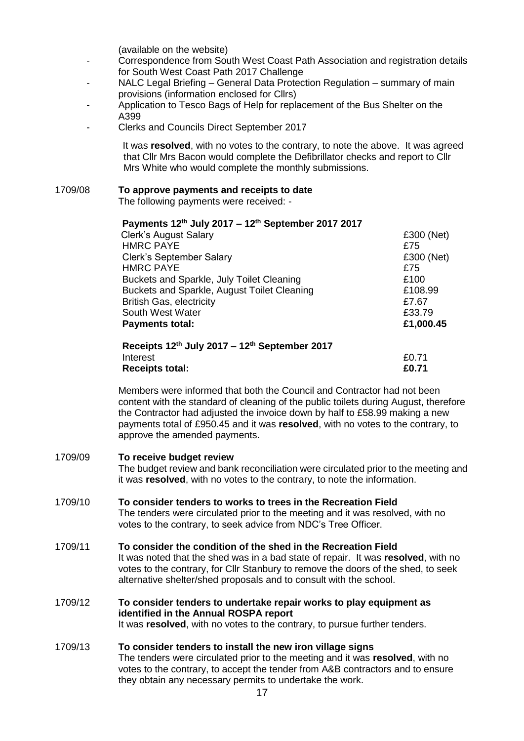(available on the website)

- Correspondence from South West Coast Path Association and registration details for South West Coast Path 2017 Challenge
- NALC Legal Briefing – General Data Protection Regulation – summary of main provisions (information enclosed for Cllrs)
- Application to Tesco Bags of Help for replacement of the Bus Shelter on the A399
- Clerks and Councils Direct September 2017

It was **resolved**, with no votes to the contrary, to note the above. It was agreed that Cllr Mrs Bacon would complete the Defibrillator checks and report to Cllr Mrs White who would complete the monthly submissions.

1709/08 **To approve payments and receipts to date**

The following payments were received: -

| **Payments 12th July 2017 – 12th September 2017 2017** | |
|---|---|
| Clerk's August Salary | £300 (Net) |
| HMRC PAYE | £75 |
| Clerk's September Salary | £300 (Net) |
| HMRC PAYE | £75 |
| Buckets and Sparkle, July Toilet Cleaning | £100 |
| Buckets and Sparkle, August Toilet Cleaning | £108.99 |
| British Gas, electricity | £7.67 |
| South West Water | £33.79 |
| **Payments total:** | **£1,000.45** |

| **Receipts 12th July 2017 – 12th September 2017** | |
|---|---|
| Interest | £0.71 |
| **Receipts total:** | **£0.71** |

Members were informed that both the Council and Contractor had not been content with the standard of cleaning of the public toilets during August, therefore the Contractor had adjusted the invoice down by half to £58.99 making a new payments total of £950.45 and it was **resolved**, with no votes to the contrary, to approve the amended payments.

1709/09 **To receive budget review**

The budget review and bank reconciliation were circulated prior to the meeting and it was **resolved**, with no votes to the contrary, to note the information.

1709/10 **To consider tenders to works to trees in the Recreation Field**

The tenders were circulated prior to the meeting and it was resolved, with no votes to the contrary, to seek advice from NDC's Tree Officer.

1709/11 **To consider the condition of the shed in the Recreation Field**

It was noted that the shed was in a bad state of repair. It was **resolved**, with no votes to the contrary, for Cllr Stanbury to remove the doors of the shed, to seek alternative shelter/shed proposals and to consult with the school.

1709/12 **To consider tenders to undertake repair works to play equipment as identified in the Annual ROSPA report**

It was **resolved**, with no votes to the contrary, to pursue further tenders.

1709/13 **To consider tenders to install the new iron village signs**

The tenders were circulated prior to the meeting and it was **resolved**, with no votes to the contrary, to accept the tender from A&B contractors and to ensure they obtain any necessary permits to undertake the work.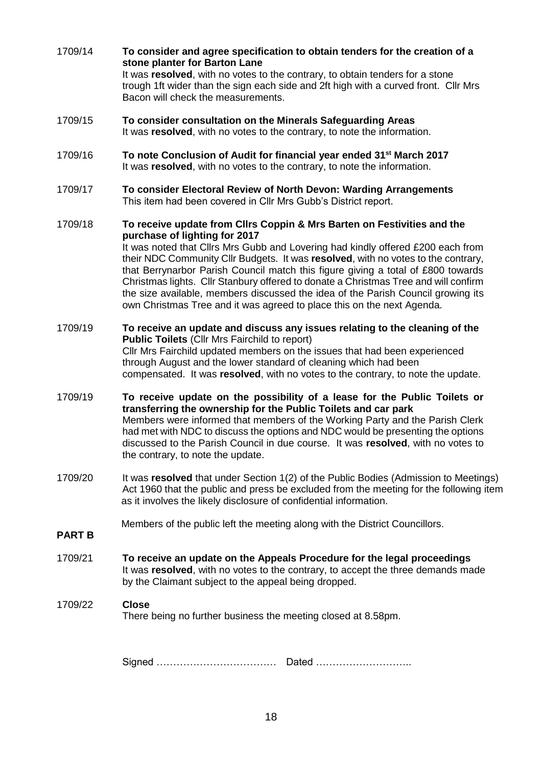1709/14 **To consider and agree specification to obtain tenders for the creation of a stone planter for Barton Lane**
It was **resolved**, with no votes to the contrary, to obtain tenders for a stone trough 1ft wider than the sign each side and 2ft high with a curved front. Cllr Mrs Bacon will check the measurements.

1709/15 **To consider consultation on the Minerals Safeguarding Areas**
It was **resolved**, with no votes to the contrary, to note the information.

1709/16 **To note Conclusion of Audit for financial year ended 31st March 2017**
It was **resolved**, with no votes to the contrary, to note the information.

1709/17 **To consider Electoral Review of North Devon: Warding Arrangements**
This item had been covered in Cllr Mrs Gubb's District report.

1709/18 **To receive update from Cllrs Coppin & Mrs Barten on Festivities and the purchase of lighting for 2017**
It was noted that Cllrs Mrs Gubb and Lovering had kindly offered £200 each from their NDC Community Cllr Budgets. It was **resolved**, with no votes to the contrary, that Berrynarbor Parish Council match this figure giving a total of £800 towards Christmas lights. Cllr Stanbury offered to donate a Christmas Tree and will confirm the size available, members discussed the idea of the Parish Council growing its own Christmas Tree and it was agreed to place this on the next Agenda.

1709/19 **To receive an update and discuss any issues relating to the cleaning of the Public Toilets** (Cllr Mrs Fairchild to report)
Cllr Mrs Fairchild updated members on the issues that had been experienced through August and the lower standard of cleaning which had been compensated. It was **resolved**, with no votes to the contrary, to note the update.

1709/19 **To receive update on the possibility of a lease for the Public Toilets or transferring the ownership for the Public Toilets and car park**
Members were informed that members of the Working Party and the Parish Clerk had met with NDC to discuss the options and NDC would be presenting the options discussed to the Parish Council in due course. It was **resolved**, with no votes to the contrary, to note the update.

1709/20 It was **resolved** that under Section 1(2) of the Public Bodies (Admission to Meetings) Act 1960 that the public and press be excluded from the meeting for the following item as it involves the likely disclosure of confidential information.

Members of the public left the meeting along with the District Councillors.

**PART B**

1709/21 **To receive an update on the Appeals Procedure for the legal proceedings**
It was **resolved**, with no votes to the contrary, to accept the three demands made by the Claimant subject to the appeal being dropped.

1709/22 **Close**
There being no further business the meeting closed at 8.58pm.

Signed ……………………………… Dated ………………………..